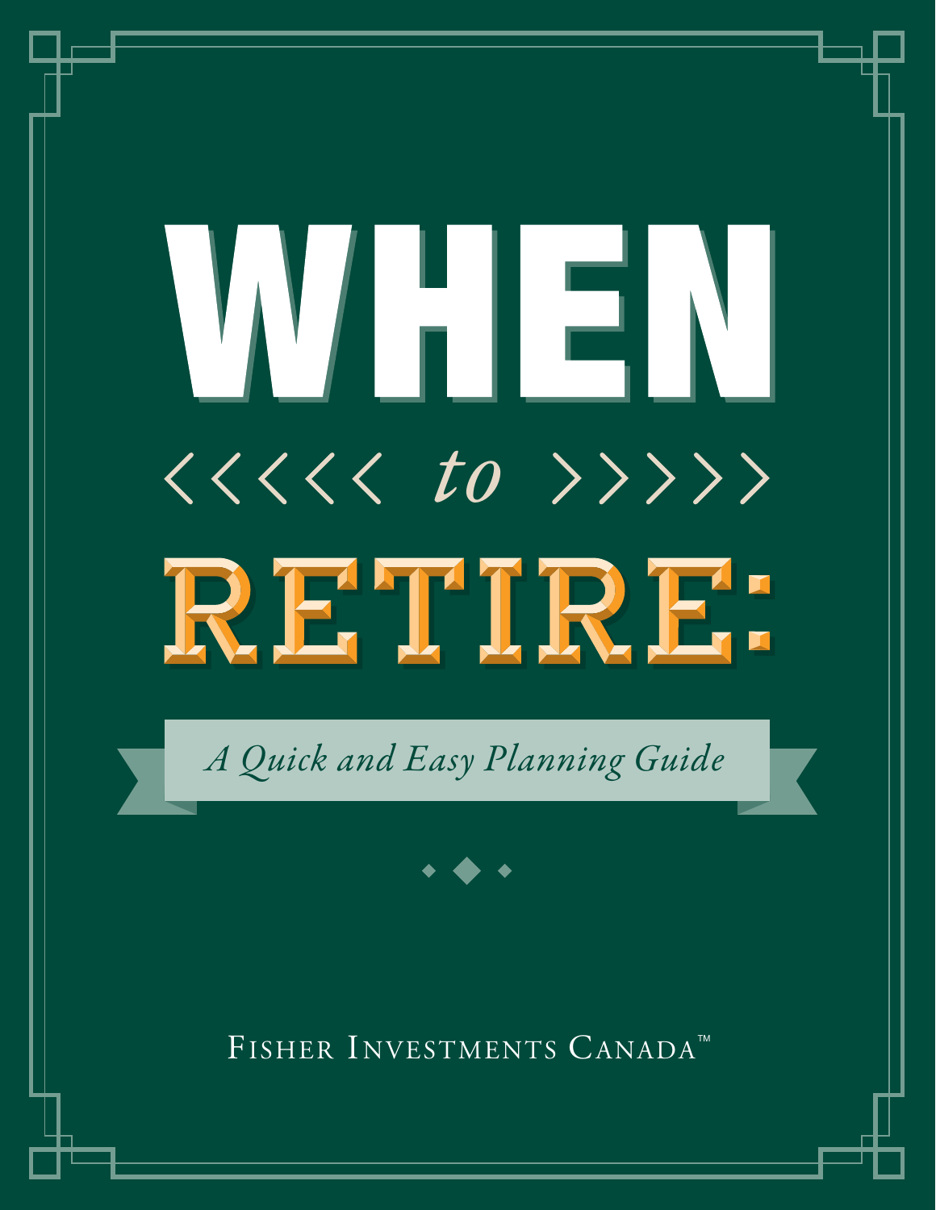# WHEN to RETIRE:

*A Quick and Easy Planning Guide*

Fisher Investments Canada™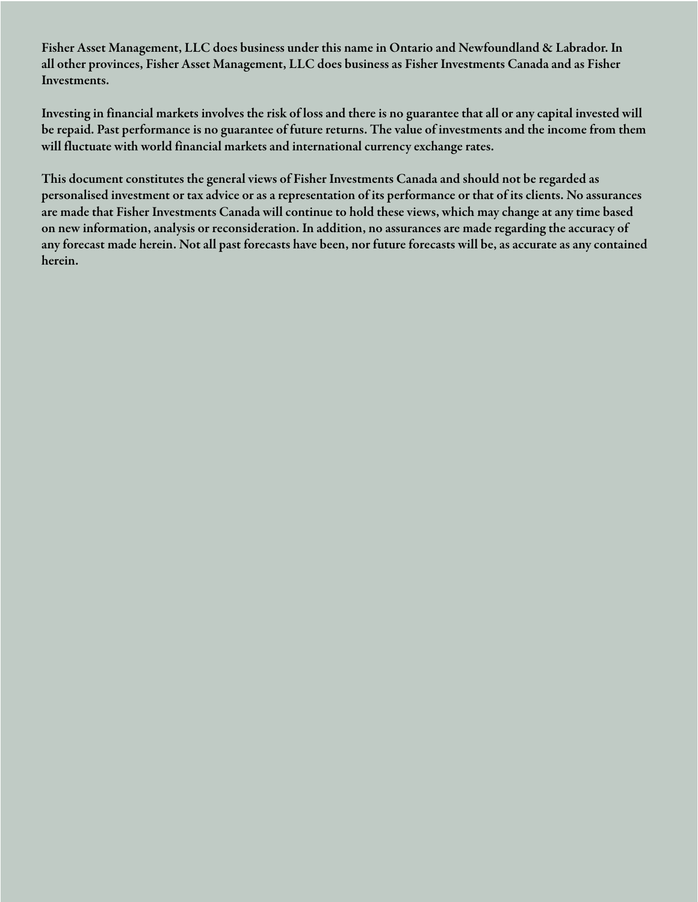Fisher Asset Management, LLC does business under this name in Ontario and Newfoundland & Labrador. In all other provinces, Fisher Asset Management, LLC does business as Fisher Investments Canada and as Fisher Investments.

Investing in financial markets involves the risk of loss and there is no guarantee that all or any capital invested will be repaid. Past performance is no guarantee of future returns. The value of investments and the income from them will fluctuate with world financial markets and international currency exchange rates.

This document constitutes the general views of Fisher Investments Canada and should not be regarded as personalised investment or tax advice or as a representation of its performance or that of its clients. No assurances are made that Fisher Investments Canada will continue to hold these views, which may change at any time based on new information, analysis or reconsideration. In addition, no assurances are made regarding the accuracy of any forecast made herein. Not all past forecasts have been, nor future forecasts will be, as accurate as any contained herein.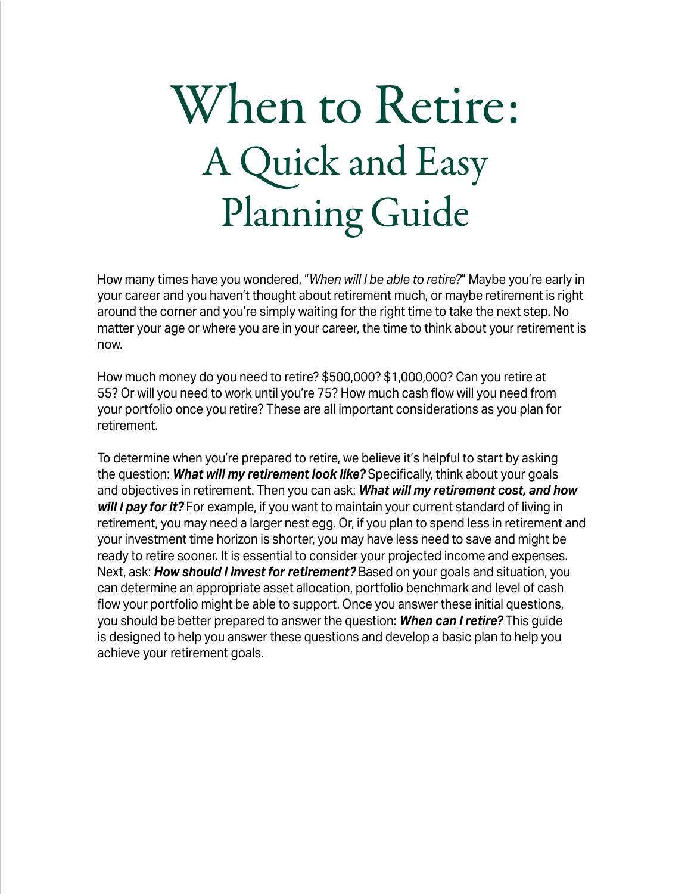# When to Retire: A Quick and Easy Planning Guide

How many times have you wondered, "*When will I be able to retire?*" Maybe you're early in your career and you haven't thought about retirement much, or maybe retirement is right around the corner and you're simply waiting for the right time to take the next step. No matter your age or where you are in your career, the time to think about your retirement is now.

How much money do you need to retire? $500,000? $1,000,000? Can you retire at 55? Or will you need to work until you're 75? How much cash flow will you need from your portfolio once you retire? These are all important considerations as you plan for retirement.

To determine when you're prepared to retire, we believe it's helpful to start by asking the question: ***What will my retirement look like?*** Specifically, think about your goals and objectives in retirement. Then you can ask: ***What will my retirement cost, and how will I pay for it?*** For example, if you want to maintain your current standard of living in retirement, you may need a larger nest egg. Or, if you plan to spend less in retirement and your investment time horizon is shorter, you may have less need to save and might be ready to retire sooner. It is essential to consider your projected income and expenses. Next, ask: ***How should I invest for retirement?*** Based on your goals and situation, you can determine an appropriate asset allocation, portfolio benchmark and level of cash flow your portfolio might be able to support. Once you answer these initial questions, you should be better prepared to answer the question: ***When can I retire?*** This guide is designed to help you answer these questions and develop a basic plan to help you achieve your retirement goals.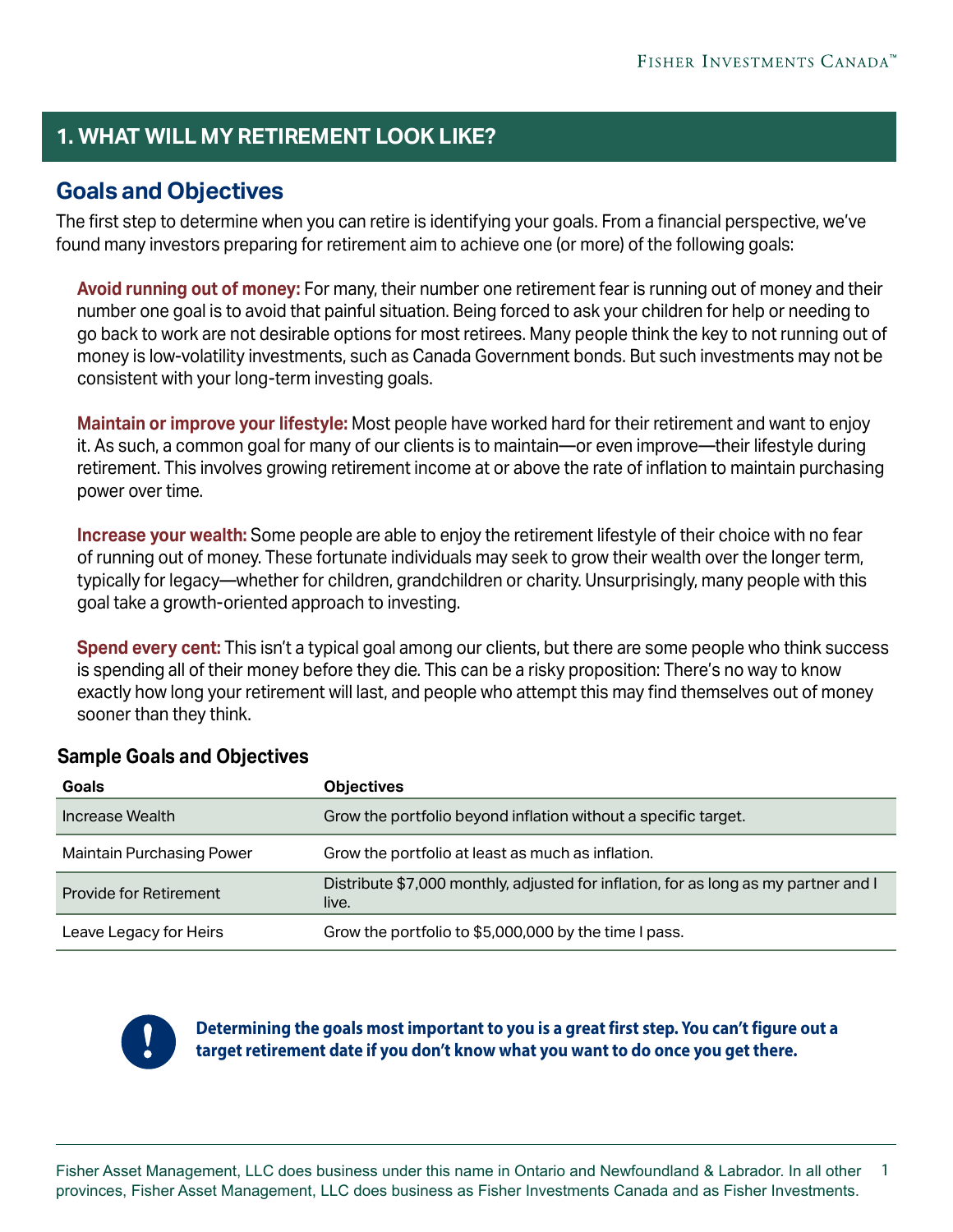## 1. WHAT WILL MY RETIREMENT LOOK LIKE?

### Goals and Objectives

The first step to determine when you can retire is identifying your goals. From a financial perspective, we've found many investors preparing for retirement aim to achieve one (or more) of the following goals:

**Avoid running out of money:** For many, their number one retirement fear is running out of money and their number one goal is to avoid that painful situation. Being forced to ask your children for help or needing to go back to work are not desirable options for most retirees. Many people think the key to not running out of money is low-volatility investments, such as Canada Government bonds. But such investments may not be consistent with your long-term investing goals.

**Maintain or improve your lifestyle:** Most people have worked hard for their retirement and want to enjoy it. As such, a common goal for many of our clients is to maintain—or even improve—their lifestyle during retirement. This involves growing retirement income at or above the rate of inflation to maintain purchasing power over time.

**Increase your wealth:** Some people are able to enjoy the retirement lifestyle of their choice with no fear of running out of money. These fortunate individuals may seek to grow their wealth over the longer term, typically for legacy—whether for children, grandchildren or charity. Unsurprisingly, many people with this goal take a growth-oriented approach to investing.

**Spend every cent:** This isn't a typical goal among our clients, but there are some people who think success is spending all of their money before they die. This can be a risky proposition: There's no way to know exactly how long your retirement will last, and people who attempt this may find themselves out of money sooner than they think.

#### Sample Goals and Objectives

| Goals | Objectives |
|---|---|
| Increase Wealth | Grow the portfolio beyond inflation without a specific target. |
| Maintain Purchasing Power | Grow the portfolio at least as much as inflation. |
| Provide for Retirement | Distribute $7,000 monthly, adjusted for inflation, for as long as my partner and I live. |
| Leave Legacy for Heirs | Grow the portfolio to $5,000,000 by the time I pass. |

**Determining the goals most important to you is a great first step. You can't figure out a target retirement date if you don't know what you want to do once you get there.**

Fisher Asset Management, LLC does business under this name in Ontario and Newfoundland & Labrador. In all other provinces, Fisher Asset Management, LLC does business as Fisher Investments Canada and as Fisher Investments.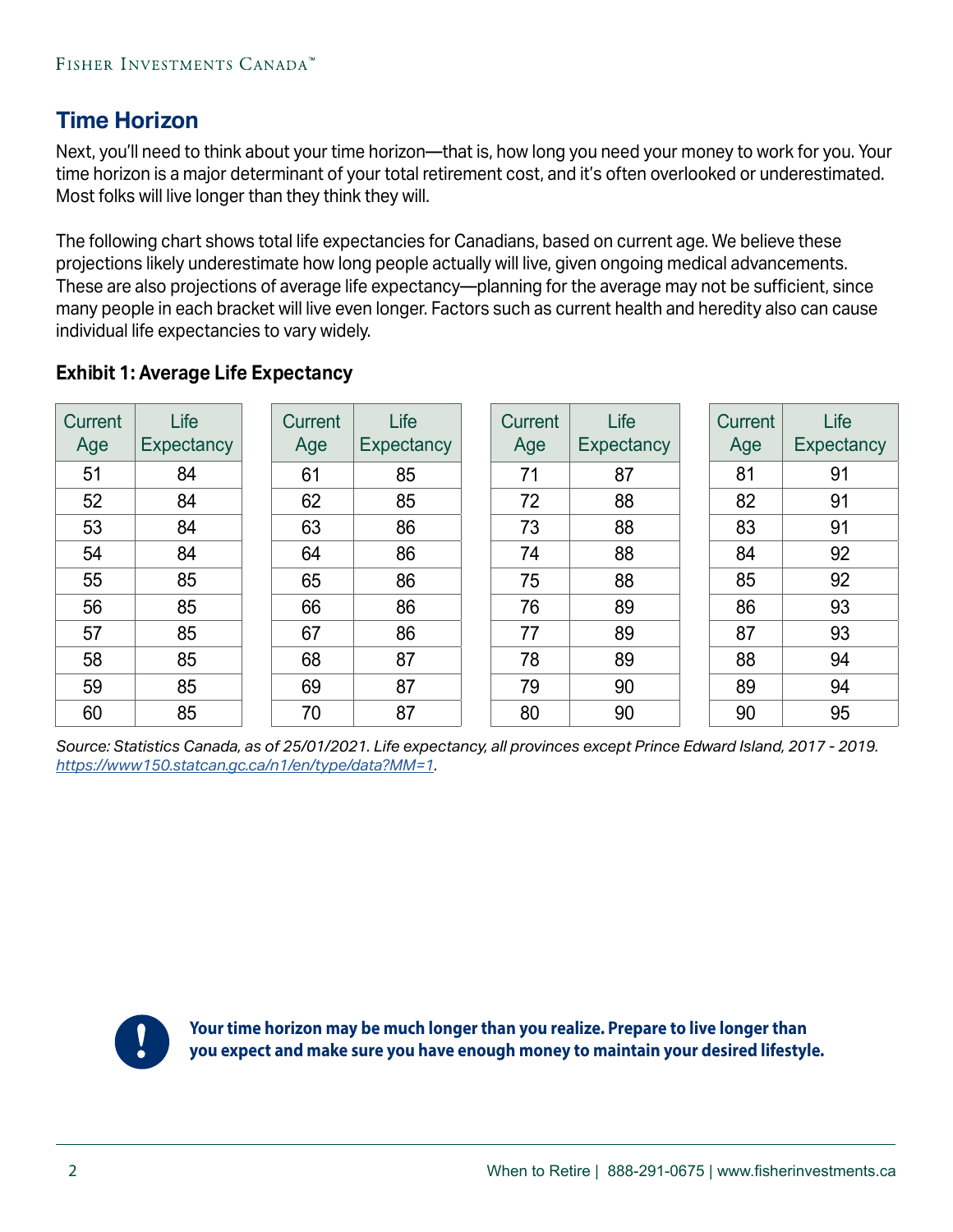## Time Horizon

Next, you'll need to think about your time horizon—that is, how long you need your money to work for you. Your time horizon is a major determinant of your total retirement cost, and it's often overlooked or underestimated. Most folks will live longer than they think they will.

The following chart shows total life expectancies for Canadians, based on current age. We believe these projections likely underestimate how long people actually will live, given ongoing medical advancements. These are also projections of average life expectancy—planning for the average may not be sufficient, since many people in each bracket will live even longer. Factors such as current health and heredity also can cause individual life expectancies to vary widely.

**Exhibit 1: Average Life Expectancy**

| Current Age | Life Expectancy | Current Age | Life Expectancy | Current Age | Life Expectancy | Current Age | Life Expectancy |
|---|---|---|---|---|---|---|---|
| 51 | 84 | 61 | 85 | 71 | 87 | 81 | 91 |
| 52 | 84 | 62 | 85 | 72 | 88 | 82 | 91 |
| 53 | 84 | 63 | 86 | 73 | 88 | 83 | 91 |
| 54 | 84 | 64 | 86 | 74 | 88 | 84 | 92 |
| 55 | 85 | 65 | 86 | 75 | 88 | 85 | 92 |
| 56 | 85 | 66 | 86 | 76 | 89 | 86 | 93 |
| 57 | 85 | 67 | 86 | 77 | 89 | 87 | 93 |
| 58 | 85 | 68 | 87 | 78 | 89 | 88 | 94 |
| 59 | 85 | 69 | 87 | 79 | 90 | 89 | 94 |
| 60 | 85 | 70 | 87 | 80 | 90 | 90 | 95 |

*Source: Statistics Canada, as of 25/01/2021. Life expectancy, all provinces except Prince Edward Island, 2017 - 2019. https://www150.statcan.gc.ca/n1/en/type/data?MM=1.*

**Your time horizon may be much longer than you realize. Prepare to live longer than you expect and make sure you have enough money to maintain your desired lifestyle.**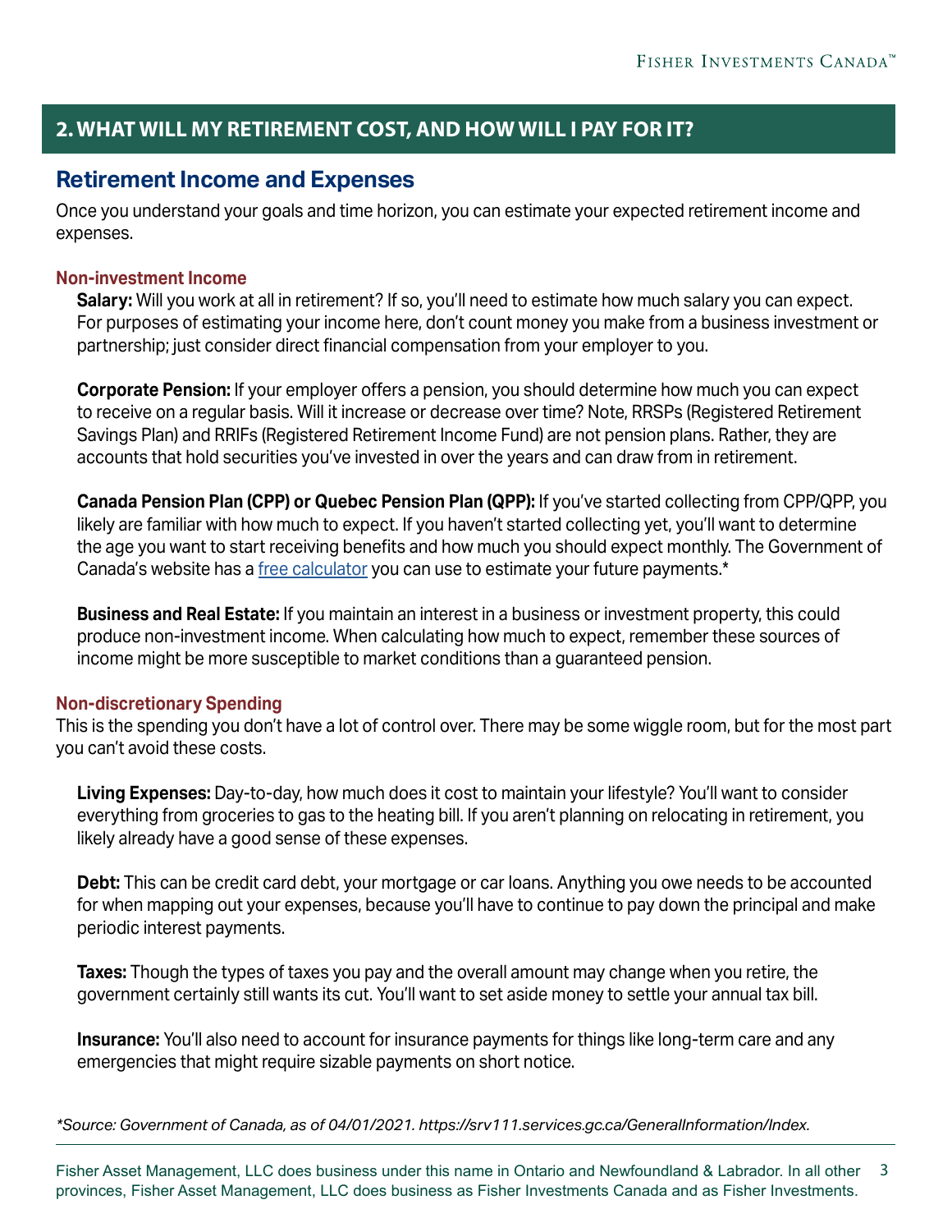## 2. WHAT WILL MY RETIREMENT COST, AND HOW WILL I PAY FOR IT?

### Retirement Income and Expenses

Once you understand your goals and time horizon, you can estimate your expected retirement income and expenses.

#### Non-investment Income

**Salary:** Will you work at all in retirement? If so, you'll need to estimate how much salary you can expect. For purposes of estimating your income here, don't count money you make from a business investment or partnership; just consider direct financial compensation from your employer to you.

**Corporate Pension:** If your employer offers a pension, you should determine how much you can expect to receive on a regular basis. Will it increase or decrease over time? Note, RRSPs (Registered Retirement Savings Plan) and RRIFs (Registered Retirement Income Fund) are not pension plans. Rather, they are accounts that hold securities you've invested in over the years and can draw from in retirement.

**Canada Pension Plan (CPP) or Quebec Pension Plan (QPP):** If you've started collecting from CPP/QPP, you likely are familiar with how much to expect. If you haven't started collecting yet, you'll want to determine the age you want to start receiving benefits and how much you should expect monthly. The Government of Canada's website has a free calculator you can use to estimate your future payments.*

**Business and Real Estate:** If you maintain an interest in a business or investment property, this could produce non-investment income. When calculating how much to expect, remember these sources of income might be more susceptible to market conditions than a guaranteed pension.

#### Non-discretionary Spending

This is the spending you don't have a lot of control over. There may be some wiggle room, but for the most part you can't avoid these costs.

**Living Expenses:** Day-to-day, how much does it cost to maintain your lifestyle? You'll want to consider everything from groceries to gas to the heating bill. If you aren't planning on relocating in retirement, you likely already have a good sense of these expenses.

**Debt:** This can be credit card debt, your mortgage or car loans. Anything you owe needs to be accounted for when mapping out your expenses, because you'll have to continue to pay down the principal and make periodic interest payments.

**Taxes:** Though the types of taxes you pay and the overall amount may change when you retire, the government certainly still wants its cut. You'll want to set aside money to settle your annual tax bill.

**Insurance:** You'll also need to account for insurance payments for things like long-term care and any emergencies that might require sizable payments on short notice.

*\*Source: Government of Canada, as of 04/01/2021. https://srv111.services.gc.ca/GeneralInformation/Index.*

Fisher Asset Management, LLC does business under this name in Ontario and Newfoundland & Labrador. In all other provinces, Fisher Asset Management, LLC does business as Fisher Investments Canada and as Fisher Investments.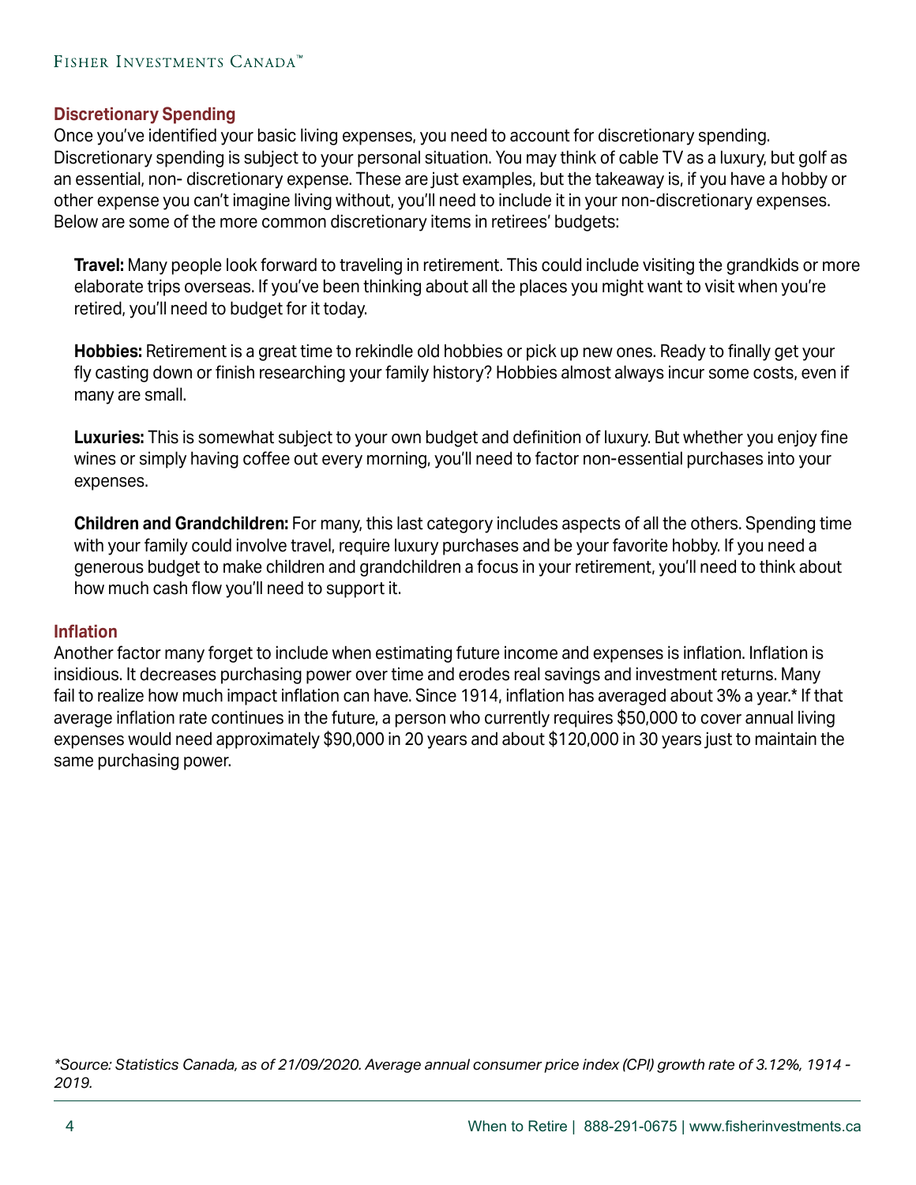## Discretionary Spending

Once you've identified your basic living expenses, you need to account for discretionary spending. Discretionary spending is subject to your personal situation. You may think of cable TV as a luxury, but golf as an essential, non- discretionary expense. These are just examples, but the takeaway is, if you have a hobby or other expense you can't imagine living without, you'll need to include it in your non-discretionary expenses. Below are some of the more common discretionary items in retirees' budgets:

**Travel:** Many people look forward to traveling in retirement. This could include visiting the grandkids or more elaborate trips overseas. If you've been thinking about all the places you might want to visit when you're retired, you'll need to budget for it today.

**Hobbies:** Retirement is a great time to rekindle old hobbies or pick up new ones. Ready to finally get your fly casting down or finish researching your family history? Hobbies almost always incur some costs, even if many are small.

**Luxuries:** This is somewhat subject to your own budget and definition of luxury. But whether you enjoy fine wines or simply having coffee out every morning, you'll need to factor non-essential purchases into your expenses.

**Children and Grandchildren:** For many, this last category includes aspects of all the others. Spending time with your family could involve travel, require luxury purchases and be your favorite hobby. If you need a generous budget to make children and grandchildren a focus in your retirement, you'll need to think about how much cash flow you'll need to support it.

## Inflation

Another factor many forget to include when estimating future income and expenses is inflation. Inflation is insidious. It decreases purchasing power over time and erodes real savings and investment returns. Many fail to realize how much impact inflation can have. Since 1914, inflation has averaged about 3% a year.* If that average inflation rate continues in the future, a person who currently requires $50,000 to cover annual living expenses would need approximately $90,000 in 20 years and about $120,000 in 30 years just to maintain the same purchasing power.

*\*Source: Statistics Canada, as of 21/09/2020. Average annual consumer price index (CPI) growth rate of 3.12%, 1914 - 2019.*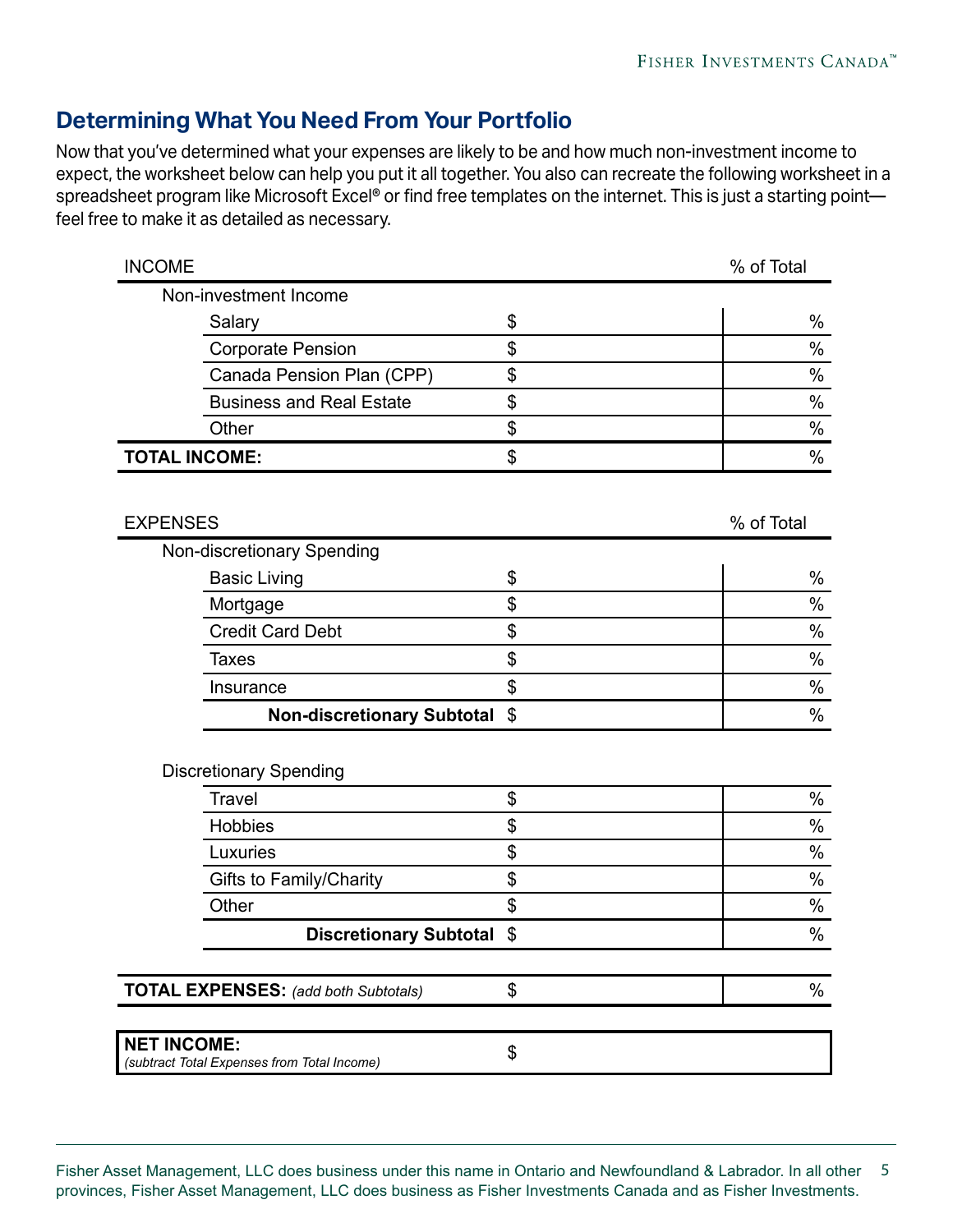## Determining What You Need From Your Portfolio

Now that you've determined what your expenses are likely to be and how much non-investment income to expect, the worksheet below can help you put it all together. You also can recreate the following worksheet in a spreadsheet program like Microsoft Excel® or find free templates on the internet. This is just a starting point—feel free to make it as detailed as necessary.

| INCOME | | % of Total |
|---|---|---|
| Non-investment Income | | |
| Salary | $ | % |
| Corporate Pension | $ | % |
| Canada Pension Plan (CPP) | $ | % |
| Business and Real Estate | $ | % |
| Other | $ | % |
| **TOTAL INCOME:** | $ | % |

| EXPENSES | | % of Total |
|---|---|---|
| Non-discretionary Spending | | |
| Basic Living | $ | % |
| Mortgage | $ | % |
| Credit Card Debt | $ | % |
| Taxes | $ | % |
| Insurance | $ | % |
| **Non-discretionary Subtotal** | $ | % |
| Discretionary Spending | | |
| Travel | $ | % |
| Hobbies | $ | % |
| Luxuries | $ | % |
| Gifts to Family/Charity | $ | % |
| Other | $ | % |
| **Discretionary Subtotal** | $ | % |
| **TOTAL EXPENSES:** *(add both Subtotals)* | $ | % |

| | |
|---|---|
| **NET INCOME:** *(subtract Total Expenses from Total Income)* | $ |

Fisher Asset Management, LLC does business under this name in Ontario and Newfoundland & Labrador. In all other provinces, Fisher Asset Management, LLC does business as Fisher Investments Canada and as Fisher Investments.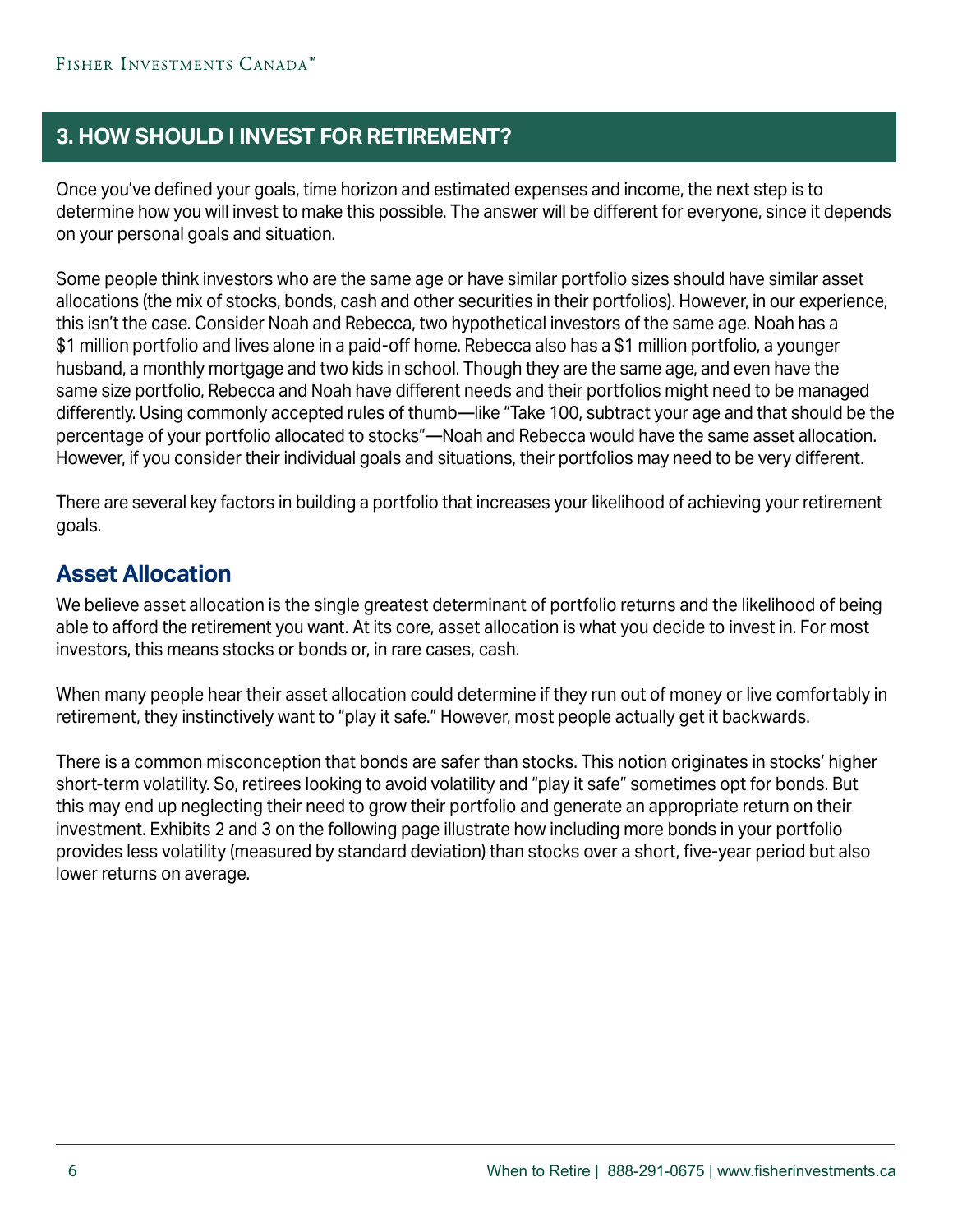## 3. HOW SHOULD I INVEST FOR RETIREMENT?

Once you've defined your goals, time horizon and estimated expenses and income, the next step is to determine how you will invest to make this possible. The answer will be different for everyone, since it depends on your personal goals and situation.

Some people think investors who are the same age or have similar portfolio sizes should have similar asset allocations (the mix of stocks, bonds, cash and other securities in their portfolios). However, in our experience, this isn't the case. Consider Noah and Rebecca, two hypothetical investors of the same age. Noah has a $1 million portfolio and lives alone in a paid-off home. Rebecca also has a $1 million portfolio, a younger husband, a monthly mortgage and two kids in school. Though they are the same age, and even have the same size portfolio, Rebecca and Noah have different needs and their portfolios might need to be managed differently. Using commonly accepted rules of thumb—like "Take 100, subtract your age and that should be the percentage of your portfolio allocated to stocks"—Noah and Rebecca would have the same asset allocation. However, if you consider their individual goals and situations, their portfolios may need to be very different.

There are several key factors in building a portfolio that increases your likelihood of achieving your retirement goals.

### Asset Allocation

We believe asset allocation is the single greatest determinant of portfolio returns and the likelihood of being able to afford the retirement you want. At its core, asset allocation is what you decide to invest in. For most investors, this means stocks or bonds or, in rare cases, cash.

When many people hear their asset allocation could determine if they run out of money or live comfortably in retirement, they instinctively want to "play it safe." However, most people actually get it backwards.

There is a common misconception that bonds are safer than stocks. This notion originates in stocks' higher short-term volatility. So, retirees looking to avoid volatility and "play it safe" sometimes opt for bonds. But this may end up neglecting their need to grow their portfolio and generate an appropriate return on their investment. Exhibits 2 and 3 on the following page illustrate how including more bonds in your portfolio provides less volatility (measured by standard deviation) than stocks over a short, five-year period but also lower returns on average.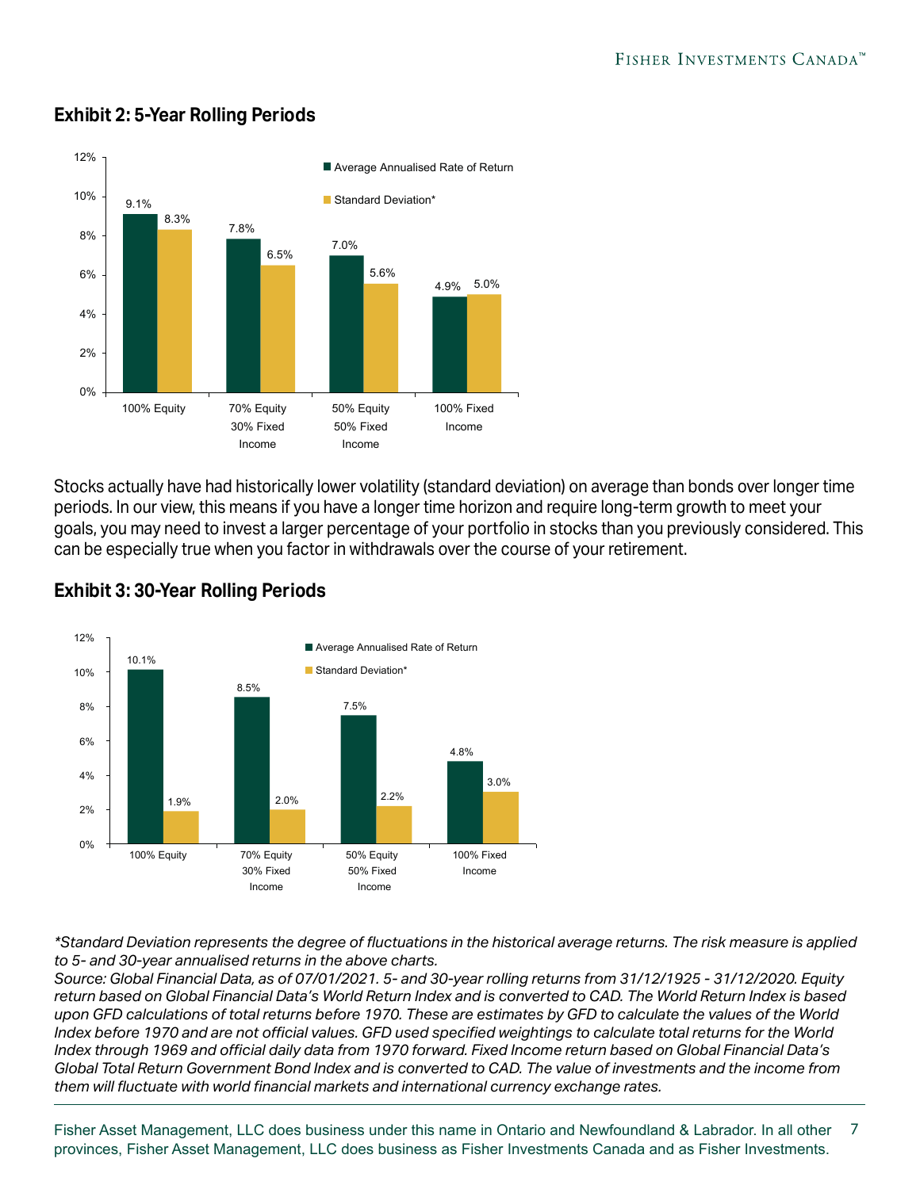## Exhibit 2: 5-Year Rolling Periods

| | Average Annualised Rate of Return | Standard Deviation* |
|---|---|---|
| 100% Equity | 9.1% | 8.3% |
| 70% Equity 30% Fixed Income | 7.8% | 6.5% |
| 50% Equity 50% Fixed Income | 7.0% | 5.6% |
| 100% Fixed Income | 4.9% | 5.0% |

Stocks actually have had historically lower volatility (standard deviation) on average than bonds over longer time periods. In our view, this means if you have a longer time horizon and require long-term growth to meet your goals, you may need to invest a larger percentage of your portfolio in stocks than you previously considered. This can be especially true when you factor in withdrawals over the course of your retirement.

## Exhibit 3: 30-Year Rolling Periods

| | Average Annualised Rate of Return | Standard Deviation* |
|---|---|---|
| 100% Equity | 10.1% | 1.9% |
| 70% Equity 30% Fixed Income | 8.5% | 2.0% |
| 50% Equity 50% Fixed Income | 7.5% | 2.2% |
| 100% Fixed Income | 4.8% | 3.0% |

*\*Standard Deviation represents the degree of fluctuations in the historical average returns. The risk measure is applied to 5- and 30-year annualised returns in the above charts.*

*Source: Global Financial Data, as of 07/01/2021. 5- and 30-year rolling returns from 31/12/1925 - 31/12/2020. Equity return based on Global Financial Data's World Return Index and is converted to CAD. The World Return Index is based upon GFD calculations of total returns before 1970. These are estimates by GFD to calculate the values of the World Index before 1970 and are not official values. GFD used specified weightings to calculate total returns for the World Index through 1969 and official daily data from 1970 forward. Fixed Income return based on Global Financial Data's Global Total Return Government Bond Index and is converted to CAD. The value of investments and the income from them will fluctuate with world financial markets and international currency exchange rates.*

Fisher Asset Management, LLC does business under this name in Ontario and Newfoundland & Labrador. In all other provinces, Fisher Asset Management, LLC does business as Fisher Investments Canada and as Fisher Investments.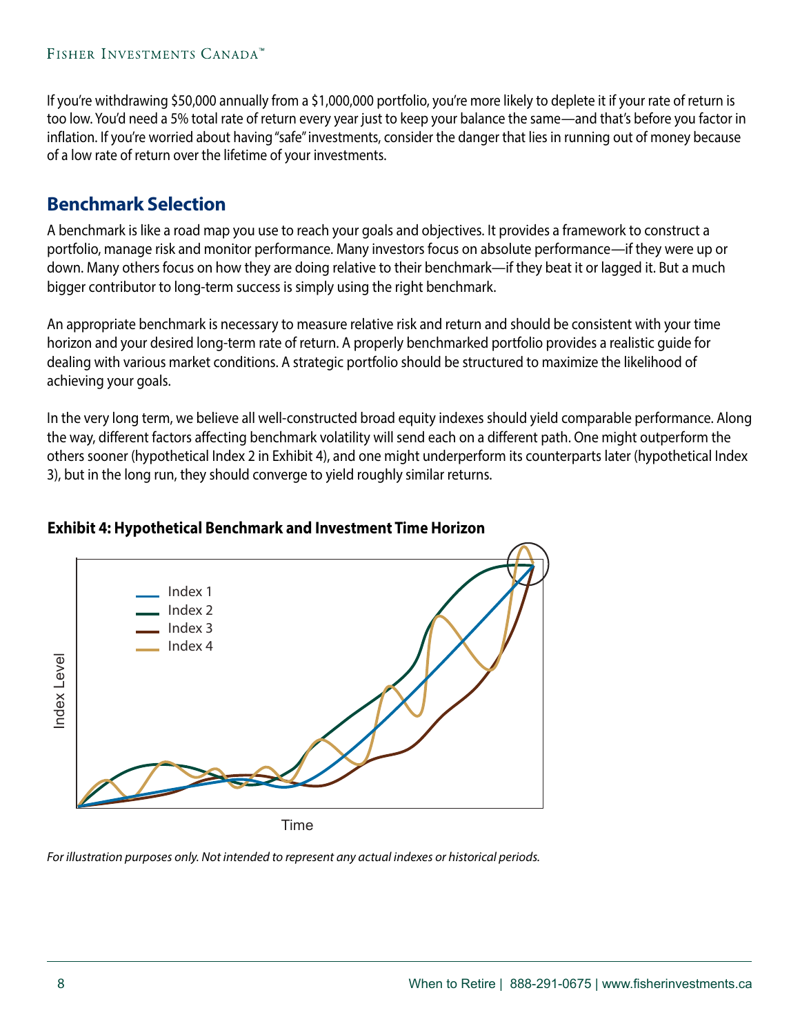If you're withdrawing $50,000 annually from a $1,000,000 portfolio, you're more likely to deplete it if your rate of return is too low. You'd need a 5% total rate of return every year just to keep your balance the same—and that's before you factor in inflation. If you're worried about having "safe" investments, consider the danger that lies in running out of money because of a low rate of return over the lifetime of your investments.

## Benchmark Selection

A benchmark is like a road map you use to reach your goals and objectives. It provides a framework to construct a portfolio, manage risk and monitor performance. Many investors focus on absolute performance—if they were up or down. Many others focus on how they are doing relative to their benchmark—if they beat it or lagged it. But a much bigger contributor to long-term success is simply using the right benchmark.

An appropriate benchmark is necessary to measure relative risk and return and should be consistent with your time horizon and your desired long-term rate of return. A properly benchmarked portfolio provides a realistic guide for dealing with various market conditions. A strategic portfolio should be structured to maximize the likelihood of achieving your goals.

In the very long term, we believe all well-constructed broad equity indexes should yield comparable performance. Along the way, different factors affecting benchmark volatility will send each on a different path. One might outperform the others sooner (hypothetical Index 2 in Exhibit 4), and one might underperform its counterparts later (hypothetical Index 3), but in the long run, they should converge to yield roughly similar returns.

**Exhibit 4: Hypothetical Benchmark and Investment Time Horizon**

*For illustration purposes only. Not intended to represent any actual indexes or historical periods.*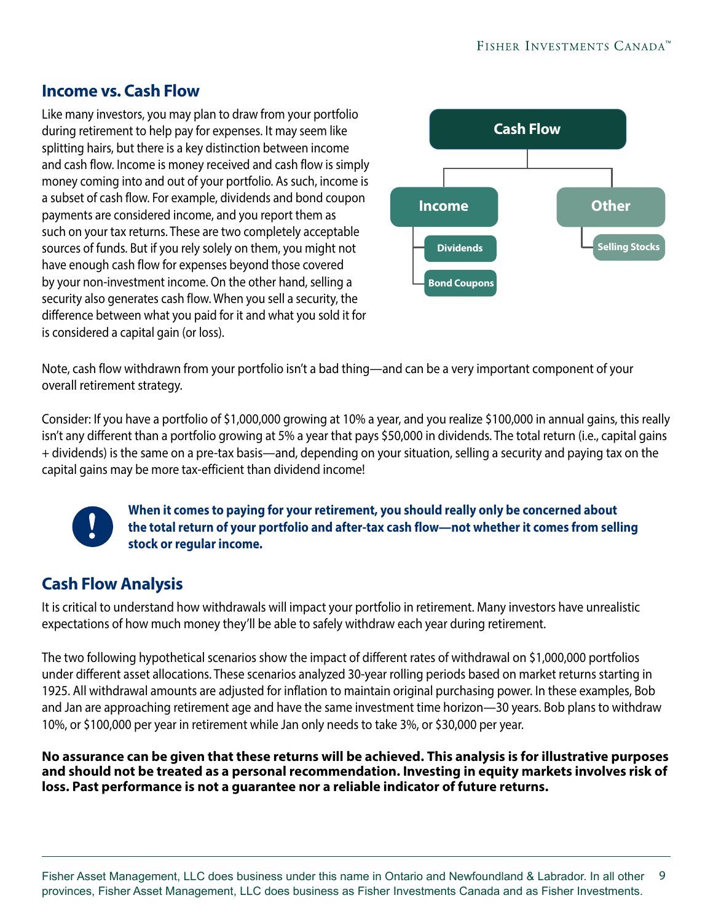## Income vs. Cash Flow

Like many investors, you may plan to draw from your portfolio during retirement to help pay for expenses. It may seem like splitting hairs, but there is a key distinction between income and cash flow. Income is money received and cash flow is simply money coming into and out of your portfolio. As such, income is a subset of cash flow. For example, dividends and bond coupon payments are considered income, and you report them as such on your tax returns. These are two completely acceptable sources of funds. But if you rely solely on them, you might not have enough cash flow for expenses beyond those covered by your non-investment income. On the other hand, selling a security also generates cash flow. When you sell a security, the difference between what you paid for it and what you sold it for is considered a capital gain (or loss).

- Cash Flow
  - Income
    - Dividends
    - Bond Coupons
  - Other
    - Selling Stocks

Note, cash flow withdrawn from your portfolio isn't a bad thing—and can be a very important component of your overall retirement strategy.

Consider: If you have a portfolio of $1,000,000 growing at 10% a year, and you realize $100,000 in annual gains, this really isn't any different than a portfolio growing at 5% a year that pays $50,000 in dividends. The total return (i.e., capital gains + dividends) is the same on a pre-tax basis—and, depending on your situation, selling a security and paying tax on the capital gains may be more tax-efficient than dividend income!

**When it comes to paying for your retirement, you should really only be concerned about the total return of your portfolio and after-tax cash flow—not whether it comes from selling stock or regular income.**

## Cash Flow Analysis

It is critical to understand how withdrawals will impact your portfolio in retirement. Many investors have unrealistic expectations of how much money they'll be able to safely withdraw each year during retirement.

The two following hypothetical scenarios show the impact of different rates of withdrawal on $1,000,000 portfolios under different asset allocations. These scenarios analyzed 30-year rolling periods based on market returns starting in 1925. All withdrawal amounts are adjusted for inflation to maintain original purchasing power. In these examples, Bob and Jan are approaching retirement age and have the same investment time horizon—30 years. Bob plans to withdraw 10%, or $100,000 per year in retirement while Jan only needs to take 3%, or $30,000 per year.

**No assurance can be given that these returns will be achieved. This analysis is for illustrative purposes and should not be treated as a personal recommendation. Investing in equity markets involves risk of loss. Past performance is not a guarantee nor a reliable indicator of future returns.**

Fisher Asset Management, LLC does business under this name in Ontario and Newfoundland & Labrador. In all other provinces, Fisher Asset Management, LLC does business as Fisher Investments Canada and as Fisher Investments.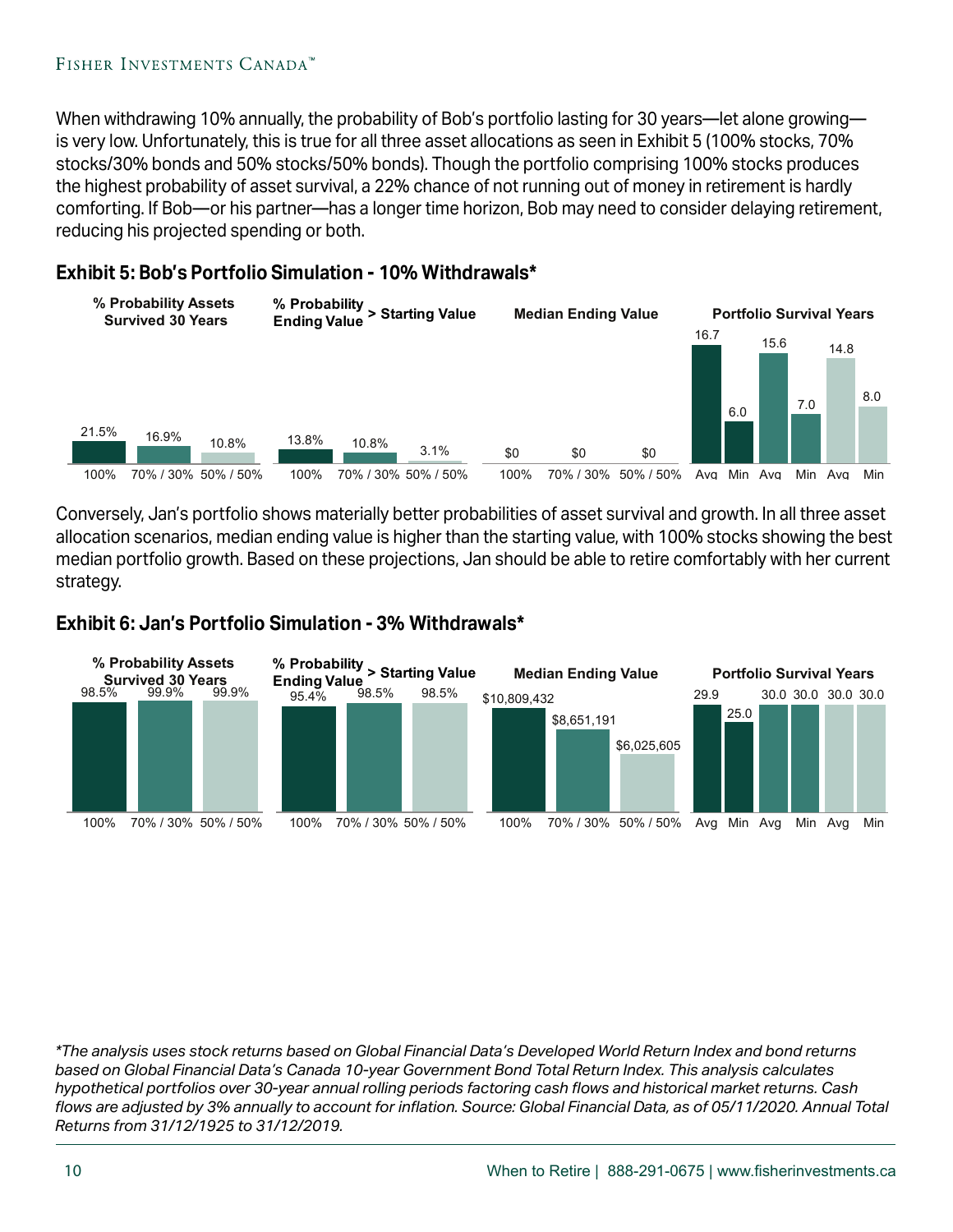When withdrawing 10% annually, the probability of Bob's portfolio lasting for 30 years—let alone growing—is very low. Unfortunately, this is true for all three asset allocations as seen in Exhibit 5 (100% stocks, 70% stocks/30% bonds and 50% stocks/50% bonds). Though the portfolio comprising 100% stocks produces the highest probability of asset survival, a 22% chance of not running out of money in retirement is hardly comforting. If Bob—or his partner—has a longer time horizon, Bob may need to consider delaying retirement, reducing his projected spending or both.

## Exhibit 5: Bob's Portfolio Simulation - 10% Withdrawals*

| | 100% | 70% / 30% | 50% / 50% |
|---|---|---|---|
| % Probability Assets Survived 30 Years | 21.5% | 16.9% | 10.8% |
| % Probability Ending Value > Starting Value | 13.8% | 10.8% | 3.1% |
| Median Ending Value | $0 | $0 | $0 |
| Portfolio Survival Years (Avg) | 16.7 | 15.6 | 14.8 |
| Portfolio Survival Years (Min) | 6.0 | 7.0 | 8.0 |

Conversely, Jan's portfolio shows materially better probabilities of asset survival and growth. In all three asset allocation scenarios, median ending value is higher than the starting value, with 100% stocks showing the best median portfolio growth. Based on these projections, Jan should be able to retire comfortably with her current strategy.

## Exhibit 6: Jan's Portfolio Simulation - 3% Withdrawals*

| | 100% | 70% / 30% | 50% / 50% |
|---|---|---|---|
| % Probability Assets Survived 30 Years | 98.5% | 99.9% | 99.9% |
| % Probability Ending Value > Starting Value | 95.4% | 98.5% | 98.5% |
| Median Ending Value | $10,809,432 | $8,651,191 | $6,025,605 |
| Portfolio Survival Years (Avg) | 29.9 | 30.0 | 30.0 |
| Portfolio Survival Years (Min) | 25.0 | 30.0 | 30.0 |

*\*The analysis uses stock returns based on Global Financial Data's Developed World Return Index and bond returns based on Global Financial Data's Canada 10-year Government Bond Total Return Index. This analysis calculates hypothetical portfolios over 30-year annual rolling periods factoring cash flows and historical market returns. Cash flows are adjusted by 3% annually to account for inflation. Source: Global Financial Data, as of 05/11/2020. Annual Total Returns from 31/12/1925 to 31/12/2019.*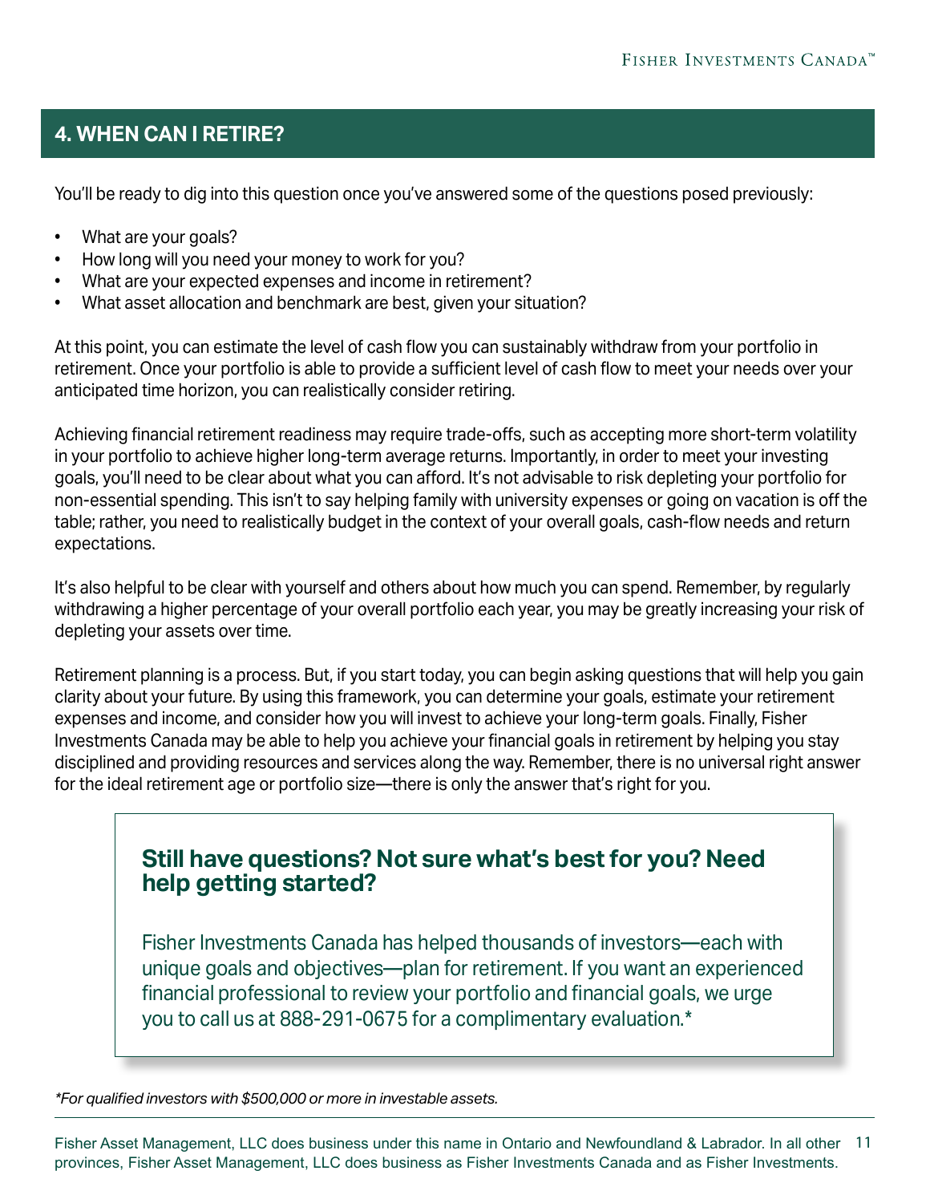## 4. WHEN CAN I RETIRE?

You'll be ready to dig into this question once you've answered some of the questions posed previously:

- What are your goals?
- How long will you need your money to work for you?
- What are your expected expenses and income in retirement?
- What asset allocation and benchmark are best, given your situation?

At this point, you can estimate the level of cash flow you can sustainably withdraw from your portfolio in retirement. Once your portfolio is able to provide a sufficient level of cash flow to meet your needs over your anticipated time horizon, you can realistically consider retiring.

Achieving financial retirement readiness may require trade-offs, such as accepting more short-term volatility in your portfolio to achieve higher long-term average returns. Importantly, in order to meet your investing goals, you'll need to be clear about what you can afford. It's not advisable to risk depleting your portfolio for non-essential spending. This isn't to say helping family with university expenses or going on vacation is off the table; rather, you need to realistically budget in the context of your overall goals, cash-flow needs and return expectations.

It's also helpful to be clear with yourself and others about how much you can spend. Remember, by regularly withdrawing a higher percentage of your overall portfolio each year, you may be greatly increasing your risk of depleting your assets over time.

Retirement planning is a process. But, if you start today, you can begin asking questions that will help you gain clarity about your future. By using this framework, you can determine your goals, estimate your retirement expenses and income, and consider how you will invest to achieve your long-term goals. Finally, Fisher Investments Canada may be able to help you achieve your financial goals in retirement by helping you stay disciplined and providing resources and services along the way. Remember, there is no universal right answer for the ideal retirement age or portfolio size—there is only the answer that's right for you.

### Still have questions? Not sure what's best for you? Need help getting started?

Fisher Investments Canada has helped thousands of investors—each with unique goals and objectives—plan for retirement. If you want an experienced financial professional to review your portfolio and financial goals, we urge you to call us at 888-291-0675 for a complimentary evaluation.*

*\*For qualified investors with $500,000 or more in investable assets.*

Fisher Asset Management, LLC does business under this name in Ontario and Newfoundland & Labrador. In all other provinces, Fisher Asset Management, LLC does business as Fisher Investments Canada and as Fisher Investments.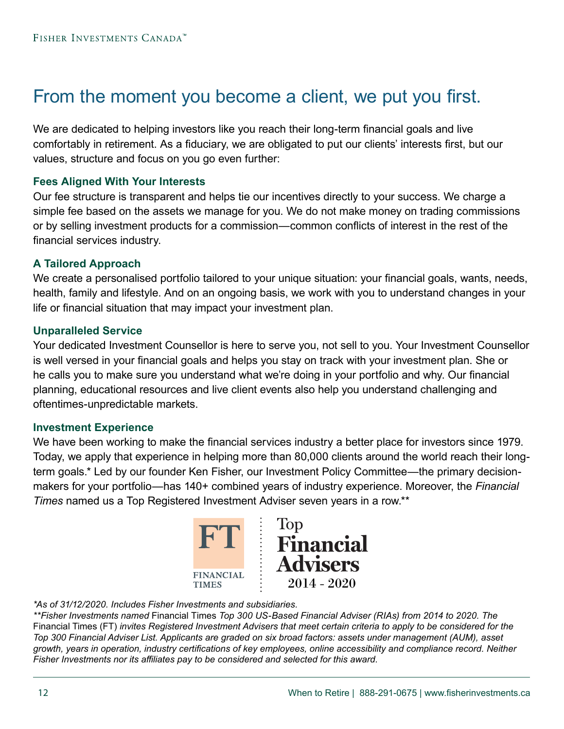# From the moment you become a client, we put you first.

We are dedicated to helping investors like you reach their long-term financial goals and live comfortably in retirement. As a fiduciary, we are obligated to put our clients' interests first, but our values, structure and focus on you go even further:

### Fees Aligned With Your Interests

Our fee structure is transparent and helps tie our incentives directly to your success. We charge a simple fee based on the assets we manage for you. We do not make money on trading commissions or by selling investment products for a commission—common conflicts of interest in the rest of the financial services industry.

### A Tailored Approach

We create a personalised portfolio tailored to your unique situation: your financial goals, wants, needs, health, family and lifestyle. And on an ongoing basis, we work with you to understand changes in your life or financial situation that may impact your investment plan.

### Unparalleled Service

Your dedicated Investment Counsellor is here to serve you, not sell to you. Your Investment Counsellor is well versed in your financial goals and helps you stay on track with your investment plan. She or he calls you to make sure you understand what we're doing in your portfolio and why. Our financial planning, educational resources and live client events also help you understand challenging and oftentimes-unpredictable markets.

### Investment Experience

We have been working to make the financial services industry a better place for investors since 1979. Today, we apply that experience in helping more than 80,000 clients around the world reach their long-term goals.* Led by our founder Ken Fisher, our Investment Policy Committee—the primary decision-makers for your portfolio—has 140+ combined years of industry experience. Moreover, the *Financial Times* named us a Top Registered Investment Adviser seven years in a row.**

FT FINANCIAL TIMES | Top Financial Advisers 2014 - 2020

*\*As of 31/12/2020. Includes Fisher Investments and subsidiaries.*

*\*\*Fisher Investments named* Financial Times *Top 300 US-Based Financial Adviser (RIAs) from 2014 to 2020. The* Financial Times (FT) *invites Registered Investment Advisers that meet certain criteria to apply to be considered for the Top 300 Financial Adviser List. Applicants are graded on six broad factors: assets under management (AUM), asset growth, years in operation, industry certifications of key employees, online accessibility and compliance record. Neither Fisher Investments nor its affiliates pay to be considered and selected for this award.*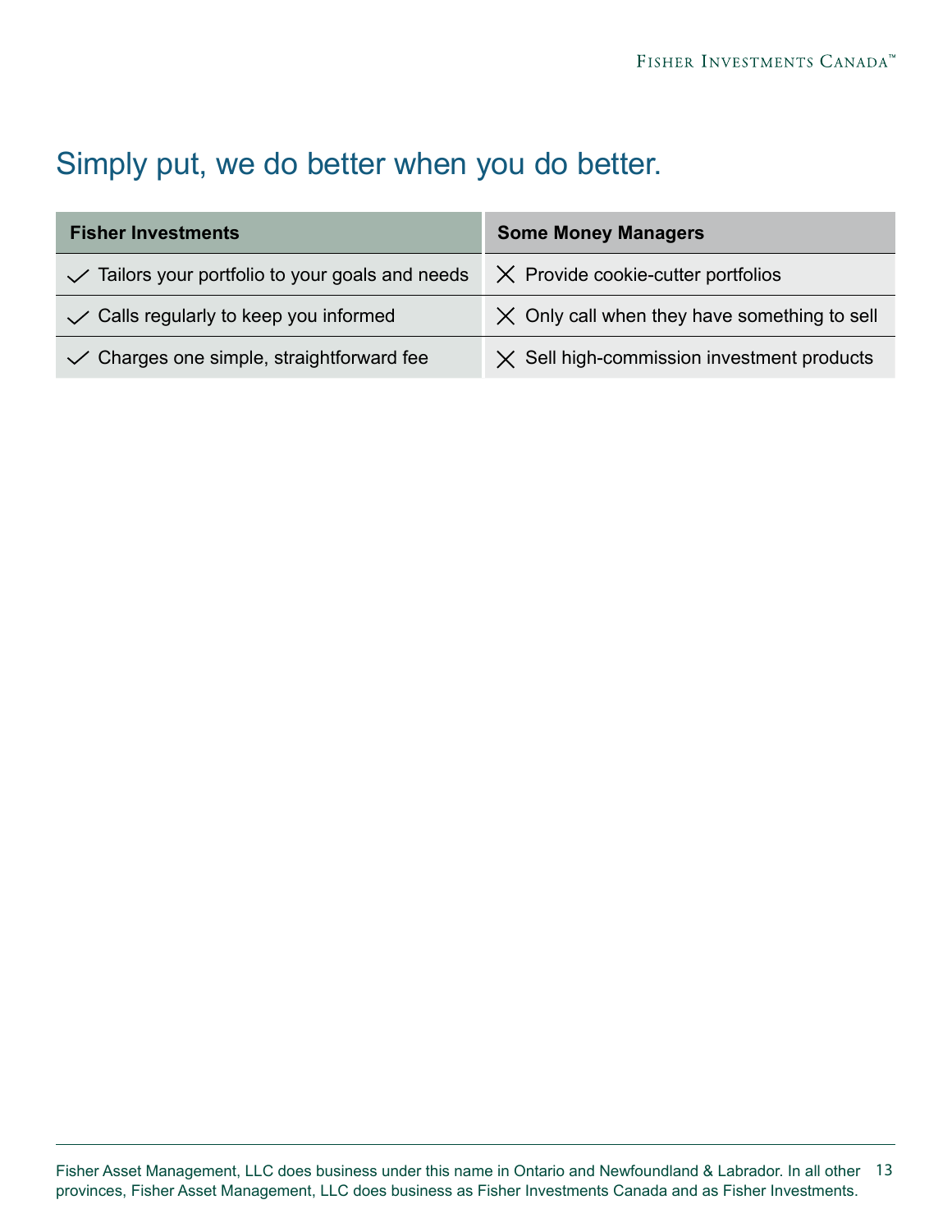## Simply put, we do better when you do better.

| Fisher Investments | Some Money Managers |
| --- | --- |
| ✓ Tailors your portfolio to your goals and needs | ✗ Provide cookie-cutter portfolios |
| ✓ Calls regularly to keep you informed | ✗ Only call when they have something to sell |
| ✓ Charges one simple, straightforward fee | ✗ Sell high-commission investment products |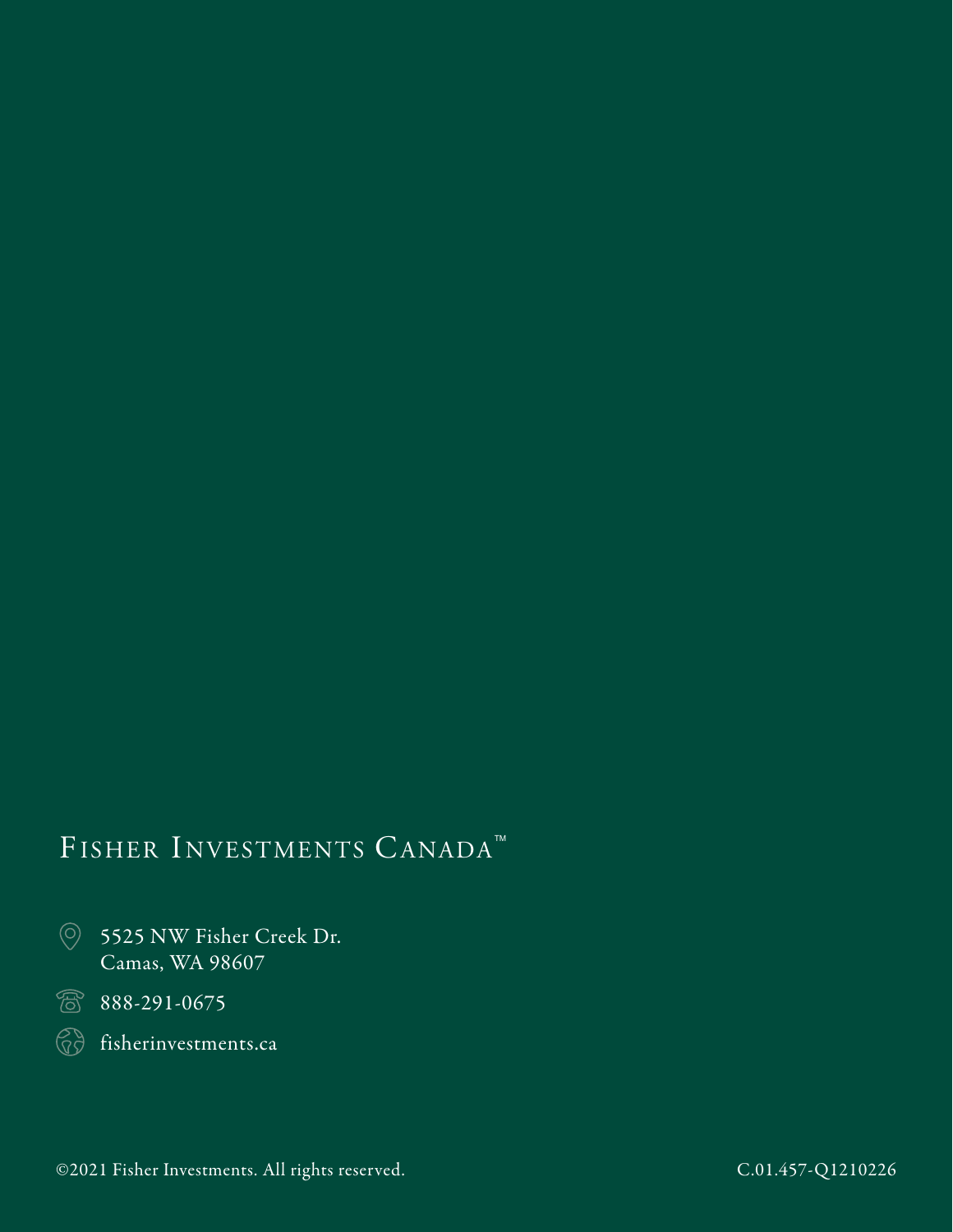Fisher Investments Canada™

5525 NW Fisher Creek Dr.
Camas, WA 98607

888-291-0675

fisherinvestments.ca

©2021 Fisher Investments. All rights reserved.

C.01.457-Q1210226